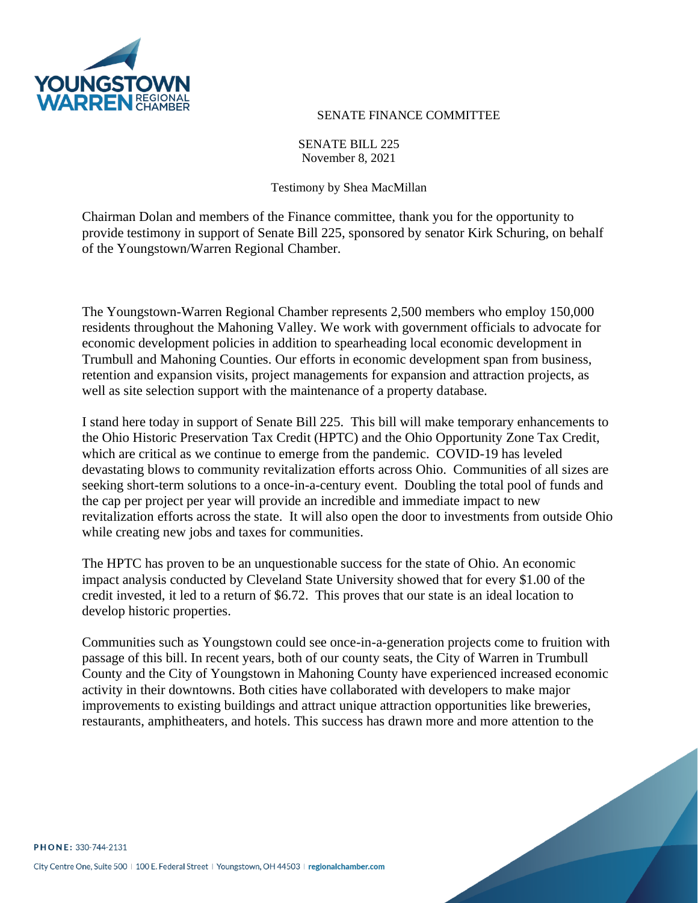SENATE FINANCE COMMITTEE

SENATE BILL 225
November 8, 2021

Testimony by Shea MacMillan

Chairman Dolan and members of the Finance committee, thank you for the opportunity to provide testimony in support of Senate Bill 225, sponsored by senator Kirk Schuring, on behalf of the Youngstown/Warren Regional Chamber.

The Youngstown-Warren Regional Chamber represents 2,500 members who employ 150,000 residents throughout the Mahoning Valley. We work with government officials to advocate for economic development policies in addition to spearheading local economic development in Trumbull and Mahoning Counties. Our efforts in economic development span from business, retention and expansion visits, project managements for expansion and attraction projects, as well as site selection support with the maintenance of a property database.

I stand here today in support of Senate Bill 225. This bill will make temporary enhancements to the Ohio Historic Preservation Tax Credit (HPTC) and the Ohio Opportunity Zone Tax Credit, which are critical as we continue to emerge from the pandemic. COVID-19 has leveled devastating blows to community revitalization efforts across Ohio. Communities of all sizes are seeking short-term solutions to a once-in-a-century event. Doubling the total pool of funds and the cap per project per year will provide an incredible and immediate impact to new revitalization efforts across the state. It will also open the door to investments from outside Ohio while creating new jobs and taxes for communities.

The HPTC has proven to be an unquestionable success for the state of Ohio. An economic impact analysis conducted by Cleveland State University showed that for every $1.00 of the credit invested, it led to a return of $6.72. This proves that our state is an ideal location to develop historic properties.

Communities such as Youngstown could see once-in-a-generation projects come to fruition with passage of this bill. In recent years, both of our county seats, the City of Warren in Trumbull County and the City of Youngstown in Mahoning County have experienced increased economic activity in their downtowns. Both cities have collaborated with developers to make major improvements to existing buildings and attract unique attraction opportunities like breweries, restaurants, amphitheaters, and hotels. This success has drawn more and more attention to the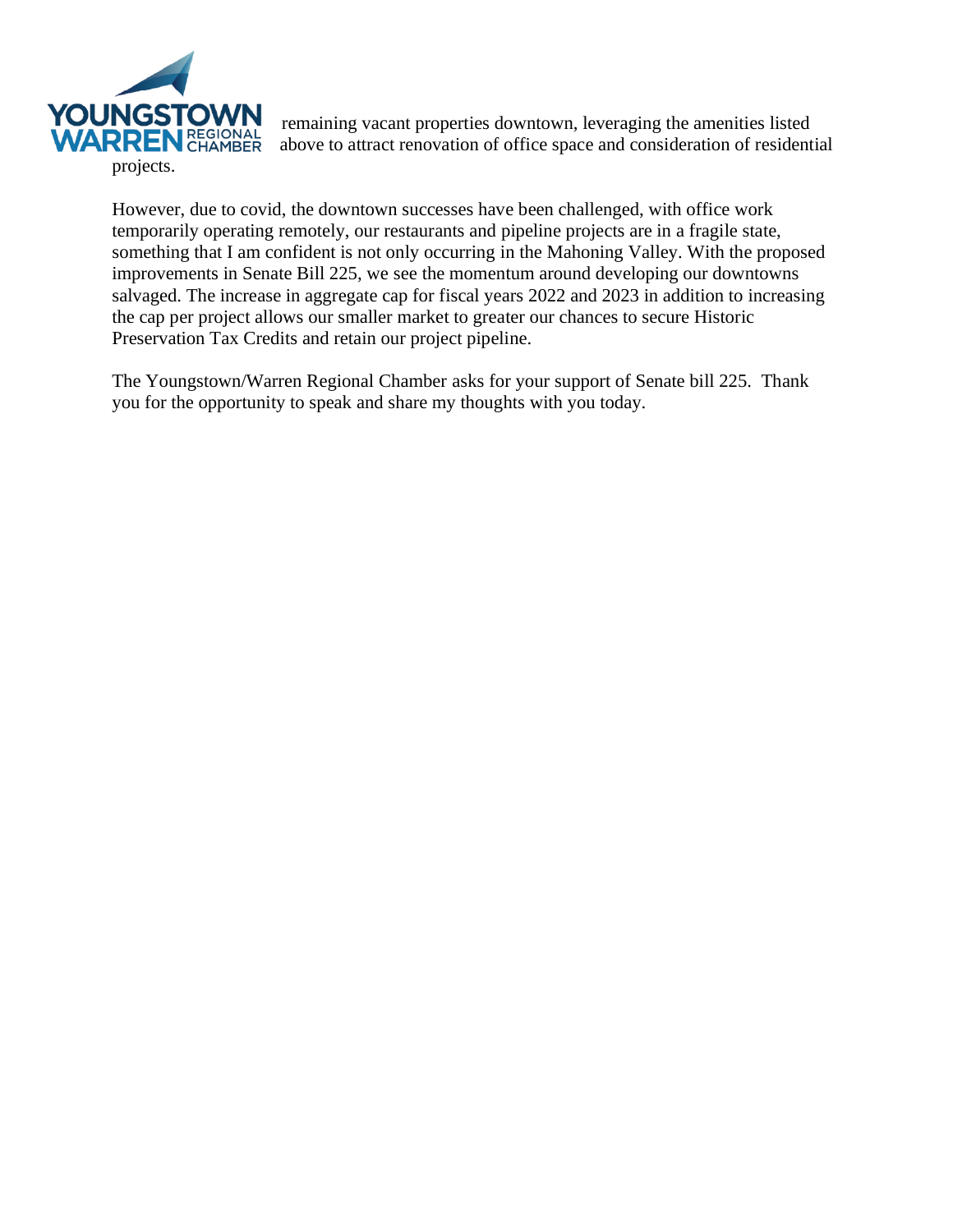remaining vacant properties downtown, leveraging the amenities listed above to attract renovation of office space and consideration of residential projects.

However, due to covid, the downtown successes have been challenged, with office work temporarily operating remotely, our restaurants and pipeline projects are in a fragile state, something that I am confident is not only occurring in the Mahoning Valley. With the proposed improvements in Senate Bill 225, we see the momentum around developing our downtowns salvaged. The increase in aggregate cap for fiscal years 2022 and 2023 in addition to increasing the cap per project allows our smaller market to greater our chances to secure Historic Preservation Tax Credits and retain our project pipeline.

The Youngstown/Warren Regional Chamber asks for your support of Senate bill 225. Thank you for the opportunity to speak and share my thoughts with you today.